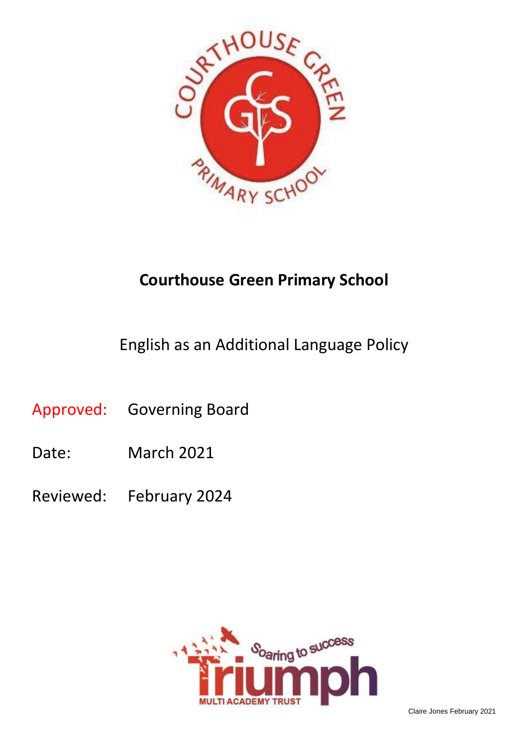# Courthouse Green Primary School

English as an Additional Language Policy

Approved: Governing Board

Date: March 2021

Reviewed: February 2024

Claire Jones February 2021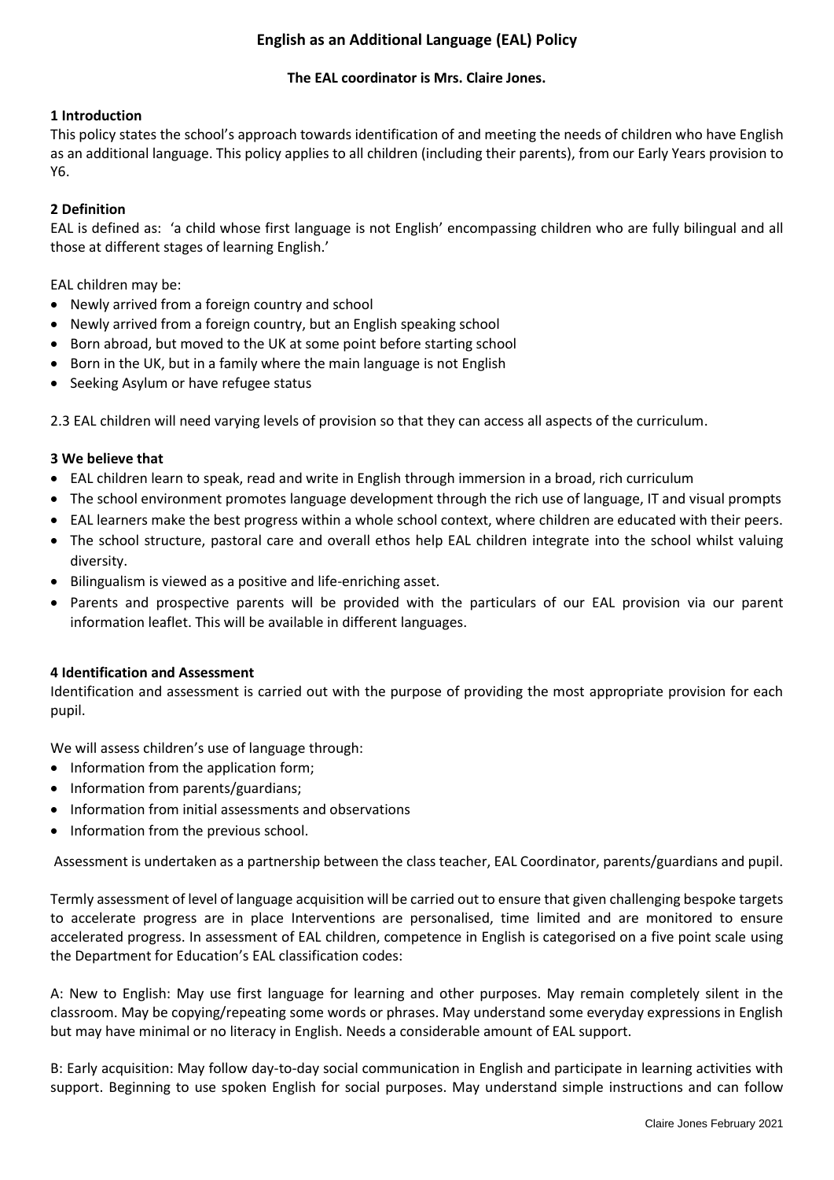## English as an Additional Language (EAL) Policy

**The EAL coordinator is Mrs. Claire Jones.**

### 1 Introduction

This policy states the school's approach towards identification of and meeting the needs of children who have English as an additional language. This policy applies to all children (including their parents), from our Early Years provision to Y6.

### 2 Definition

EAL is defined as: 'a child whose first language is not English' encompassing children who are fully bilingual and all those at different stages of learning English.'

EAL children may be:

- Newly arrived from a foreign country and school
- Newly arrived from a foreign country, but an English speaking school
- Born abroad, but moved to the UK at some point before starting school
- Born in the UK, but in a family where the main language is not English
- Seeking Asylum or have refugee status

2.3 EAL children will need varying levels of provision so that they can access all aspects of the curriculum.

### 3 We believe that

- EAL children learn to speak, read and write in English through immersion in a broad, rich curriculum
- The school environment promotes language development through the rich use of language, IT and visual prompts
- EAL learners make the best progress within a whole school context, where children are educated with their peers.
- The school structure, pastoral care and overall ethos help EAL children integrate into the school whilst valuing diversity.
- Bilingualism is viewed as a positive and life-enriching asset.
- Parents and prospective parents will be provided with the particulars of our EAL provision via our parent information leaflet. This will be available in different languages.

### 4 Identification and Assessment

Identification and assessment is carried out with the purpose of providing the most appropriate provision for each pupil.

We will assess children's use of language through:

- Information from the application form;
- Information from parents/guardians;
- Information from initial assessments and observations
- Information from the previous school.

Assessment is undertaken as a partnership between the class teacher, EAL Coordinator, parents/guardians and pupil.

Termly assessment of level of language acquisition will be carried out to ensure that given challenging bespoke targets to accelerate progress are in place Interventions are personalised, time limited and are monitored to ensure accelerated progress. In assessment of EAL children, competence in English is categorised on a five point scale using the Department for Education's EAL classification codes:

A: New to English: May use first language for learning and other purposes. May remain completely silent in the classroom. May be copying/repeating some words or phrases. May understand some everyday expressions in English but may have minimal or no literacy in English. Needs a considerable amount of EAL support.

B: Early acquisition: May follow day-to-day social communication in English and participate in learning activities with support. Beginning to use spoken English for social purposes. May understand simple instructions and can follow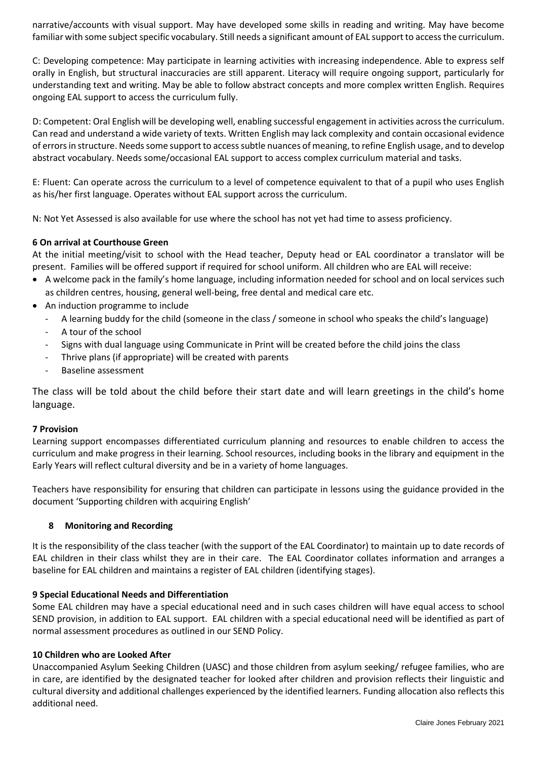narrative/accounts with visual support. May have developed some skills in reading and writing. May have become familiar with some subject specific vocabulary. Still needs a significant amount of EAL support to access the curriculum.

C: Developing competence: May participate in learning activities with increasing independence. Able to express self orally in English, but structural inaccuracies are still apparent. Literacy will require ongoing support, particularly for understanding text and writing. May be able to follow abstract concepts and more complex written English. Requires ongoing EAL support to access the curriculum fully.

D: Competent: Oral English will be developing well, enabling successful engagement in activities across the curriculum. Can read and understand a wide variety of texts. Written English may lack complexity and contain occasional evidence of errors in structure. Needs some support to access subtle nuances of meaning, to refine English usage, and to develop abstract vocabulary. Needs some/occasional EAL support to access complex curriculum material and tasks.

E: Fluent: Can operate across the curriculum to a level of competence equivalent to that of a pupil who uses English as his/her first language. Operates without EAL support across the curriculum.

N: Not Yet Assessed is also available for use where the school has not yet had time to assess proficiency.

**6 On arrival at Courthouse Green**

At the initial meeting/visit to school with the Head teacher, Deputy head or EAL coordinator a translator will be present. Families will be offered support if required for school uniform. All children who are EAL will receive:

- A welcome pack in the family's home language, including information needed for school and on local services such as children centres, housing, general well-being, free dental and medical care etc.
- An induction programme to include
  - A learning buddy for the child (someone in the class / someone in school who speaks the child's language)
  - A tour of the school
  - Signs with dual language using Communicate in Print will be created before the child joins the class
  - Thrive plans (if appropriate) will be created with parents
  - Baseline assessment

The class will be told about the child before their start date and will learn greetings in the child's home language.

**7 Provision**

Learning support encompasses differentiated curriculum planning and resources to enable children to access the curriculum and make progress in their learning. School resources, including books in the library and equipment in the Early Years will reflect cultural diversity and be in a variety of home languages.

Teachers have responsibility for ensuring that children can participate in lessons using the guidance provided in the document 'Supporting children with acquiring English'

**8 Monitoring and Recording**

It is the responsibility of the class teacher (with the support of the EAL Coordinator) to maintain up to date records of EAL children in their class whilst they are in their care. The EAL Coordinator collates information and arranges a baseline for EAL children and maintains a register of EAL children (identifying stages).

**9 Special Educational Needs and Differentiation**

Some EAL children may have a special educational need and in such cases children will have equal access to school SEND provision, in addition to EAL support. EAL children with a special educational need will be identified as part of normal assessment procedures as outlined in our SEND Policy.

**10 Children who are Looked After**

Unaccompanied Asylum Seeking Children (UASC) and those children from asylum seeking/ refugee families, who are in care, are identified by the designated teacher for looked after children and provision reflects their linguistic and cultural diversity and additional challenges experienced by the identified learners. Funding allocation also reflects this additional need.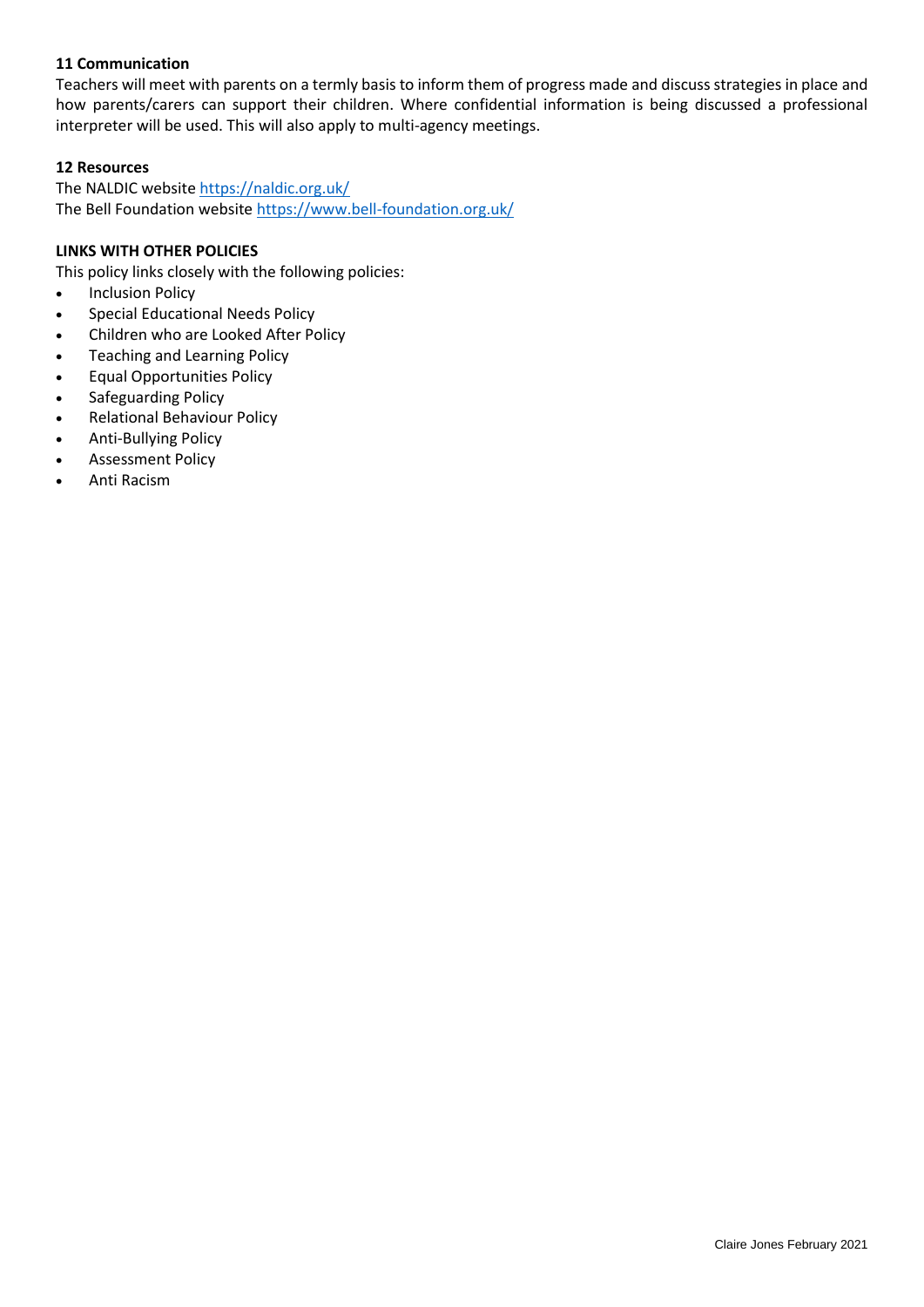**11 Communication**

Teachers will meet with parents on a termly basis to inform them of progress made and discuss strategies in place and how parents/carers can support their children. Where confidential information is being discussed a professional interpreter will be used. This will also apply to multi-agency meetings.

**12 Resources**

The NALDIC website https://naldic.org.uk/
The Bell Foundation website https://www.bell-foundation.org.uk/

**LINKS WITH OTHER POLICIES**

This policy links closely with the following policies:

- Inclusion Policy
- Special Educational Needs Policy
- Children who are Looked After Policy
- Teaching and Learning Policy
- Equal Opportunities Policy
- Safeguarding Policy
- Relational Behaviour Policy
- Anti-Bullying Policy
- Assessment Policy
- Anti Racism

Claire Jones February 2021